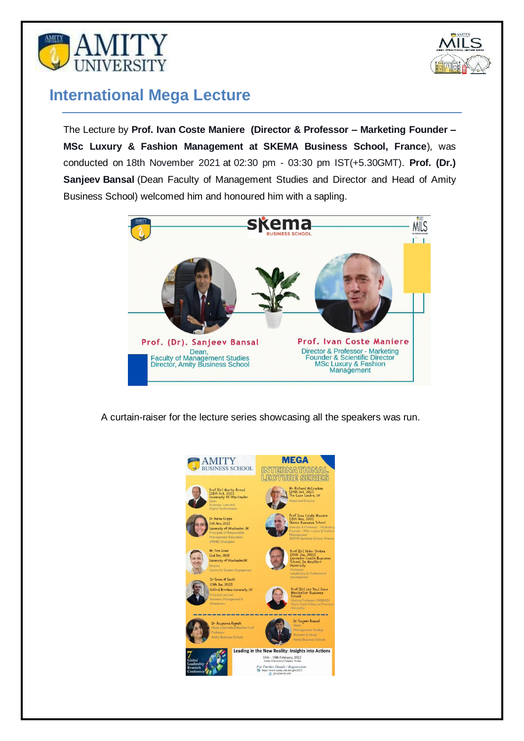# International Mega Lecture

The Lecture by **Prof. Ivan Coste Maniere (Director & Professor – Marketing Founder – MSc Luxury & Fashion Management at SKEMA Business School, France)**, was conducted on 18th November 2021 at 02:30 pm - 03:30 pm IST(+5.30GMT). **Prof. (Dr.) Sanjeev Bansal** (Dean Faculty of Management Studies and Director and Head of Amity Business School) welcomed him and honoured him with a sapling.

A curtain-raiser for the lecture series showcasing all the speakers was run.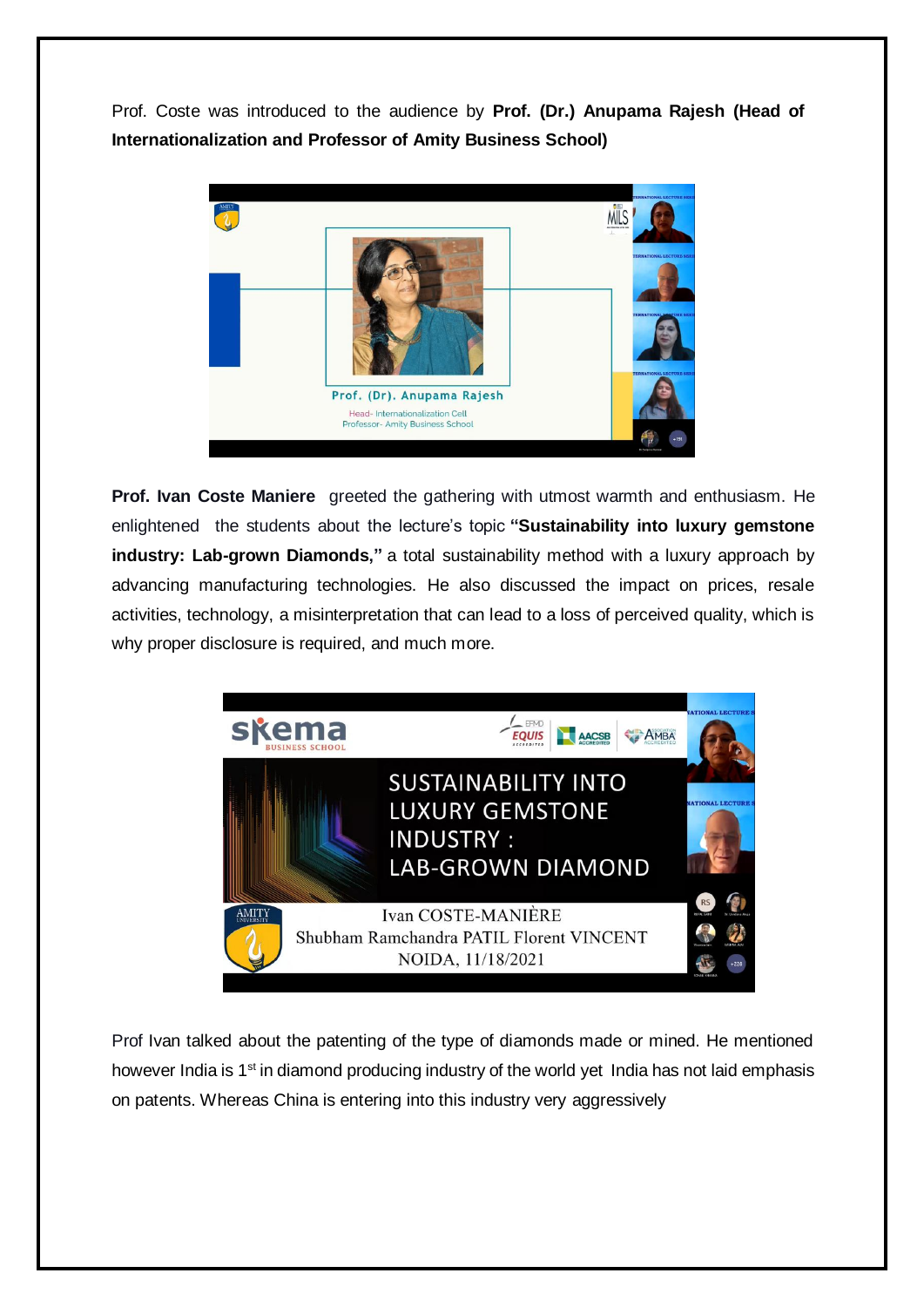Prof. Coste was introduced to the audience by **Prof. (Dr.) Anupama Rajesh (Head of Internationalization and Professor of Amity Business School)**

**Prof. Ivan Coste Maniere** greeted the gathering with utmost warmth and enthusiasm. He enlightened the students about the lecture's topic **"Sustainability into luxury gemstone industry: Lab-grown Diamonds,"** a total sustainability method with a luxury approach by advancing manufacturing technologies. He also discussed the impact on prices, resale activities, technology, a misinterpretation that can lead to a loss of perceived quality, which is why proper disclosure is required, and much more.

Prof Ivan talked about the patenting of the type of diamonds made or mined. He mentioned however India is 1st in diamond producing industry of the world yet India has not laid emphasis on patents. Whereas China is entering into this industry very aggressively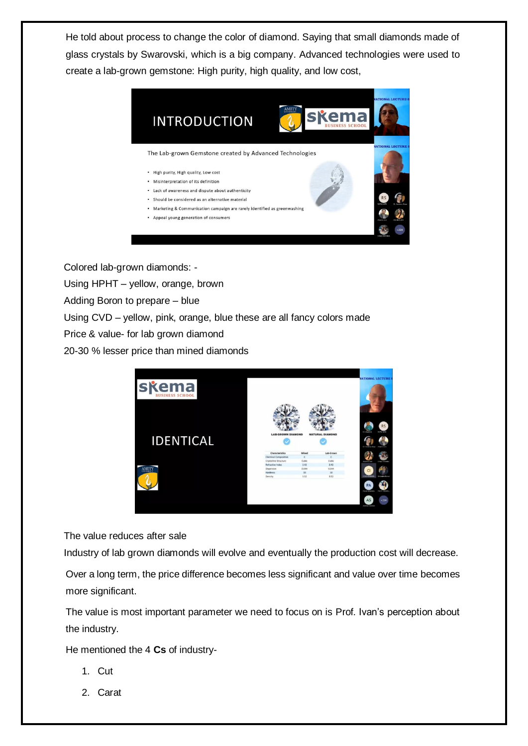He told about process to change the color of diamond. Saying that small diamonds made of glass crystals by Swarovski, which is a big company. Advanced technologies were used to create a lab-grown gemstone: High purity, high quality, and low cost,

Colored lab-grown diamonds: -

Using HPHT – yellow, orange, brown

Adding Boron to prepare – blue

Using CVD – yellow, pink, orange, blue these are all fancy colors made

Price & value- for lab grown diamond

20-30 % lesser price than mined diamonds

The value reduces after sale

Industry of lab grown diamonds will evolve and eventually the production cost will decrease.

Over a long term, the price difference becomes less significant and value over time becomes more significant.

The value is most important parameter we need to focus on is Prof. Ivan's perception about the industry.

He mentioned the 4 **Cs** of industry-

1. Cut
2. Carat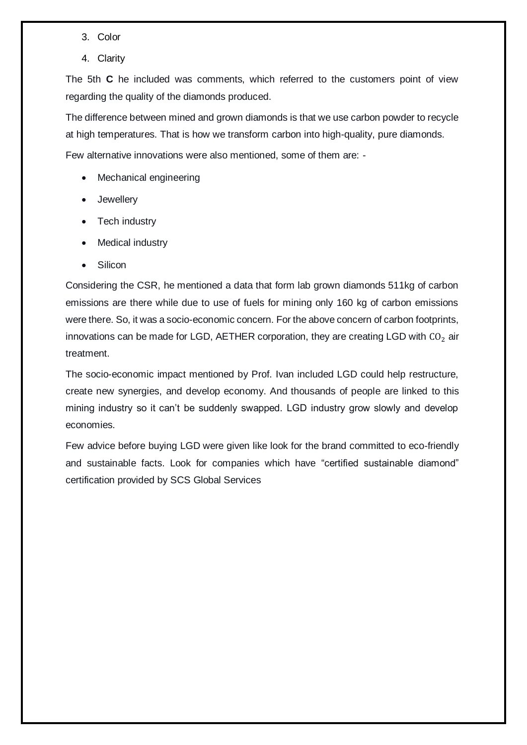3. Color
4. Clarity

The 5th **C** he included was comments, which referred to the customers point of view regarding the quality of the diamonds produced.

The difference between mined and grown diamonds is that we use carbon powder to recycle at high temperatures. That is how we transform carbon into high-quality, pure diamonds.

Few alternative innovations were also mentioned, some of them are: -

- Mechanical engineering
- Jewellery
- Tech industry
- Medical industry
- Silicon

Considering the CSR, he mentioned a data that form lab grown diamonds 511kg of carbon emissions are there while due to use of fuels for mining only 160 kg of carbon emissions were there. So, it was a socio-economic concern. For the above concern of carbon footprints, innovations can be made for LGD, AETHER corporation, they are creating LGD with $CO_2$ air treatment.

The socio-economic impact mentioned by Prof. Ivan included LGD could help restructure, create new synergies, and develop economy. And thousands of people are linked to this mining industry so it can't be suddenly swapped. LGD industry grow slowly and develop economies.

Few advice before buying LGD were given like look for the brand committed to eco-friendly and sustainable facts. Look for companies which have "certified sustainable diamond" certification provided by SCS Global Services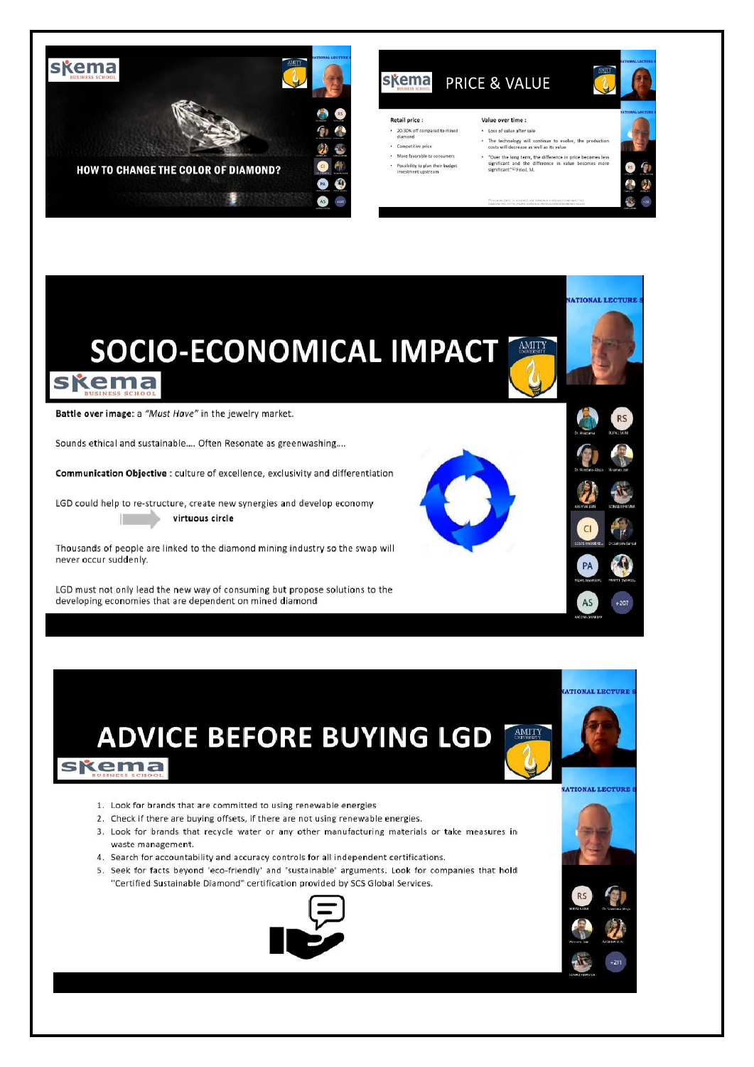HOW TO CHANGE THE COLOR OF DIAMOND?

## PRICE & VALUE

**Retail price :**

- 20-30% off compared to mined diamond
- Competitive price
- More favorable to consumers
- Possibility to plan their budget investment upstream

**Value over time :**

- Loss of value after sale
- The technology will continue to evolve, the production costs will decrease as well as its value
- "Over the long term, the difference in price becomes less significant and the difference in value becomes more significant" Fried, M.

## SOCIO-ECONOMICAL IMPACT

**Battle over image:** a *"Must Have"* in the jewelry market.

Sounds ethical and sustainable.... Often Resonate as greenwashing....

**Communication Objective :** culture of excellence, exclusivity and differentiation

LGD could help to re-structure, create new synergies and develop economy

→ **virtuous circle**

Thousands of people are linked to the diamond mining industry so the swap will never occur suddenly.

LGD must not only lead the new way of consuming but propose solutions to the developing economies that are dependent on mined diamond

## ADVICE BEFORE BUYING LGD

1. Look for brands that are committed to using renewable energies
2. Check if there are buying offsets, if there are not using renewable energies.
3. Look for brands that recycle water or any other manufacturing materials or take measures in waste management.
4. Search for accountability and accuracy controls for all independent certifications.
5. Seek for facts beyond 'eco-friendly' and 'sustainable' arguments. Look for companies that hold "Certified Sustainable Diamond" certification provided by SCS Global Services.